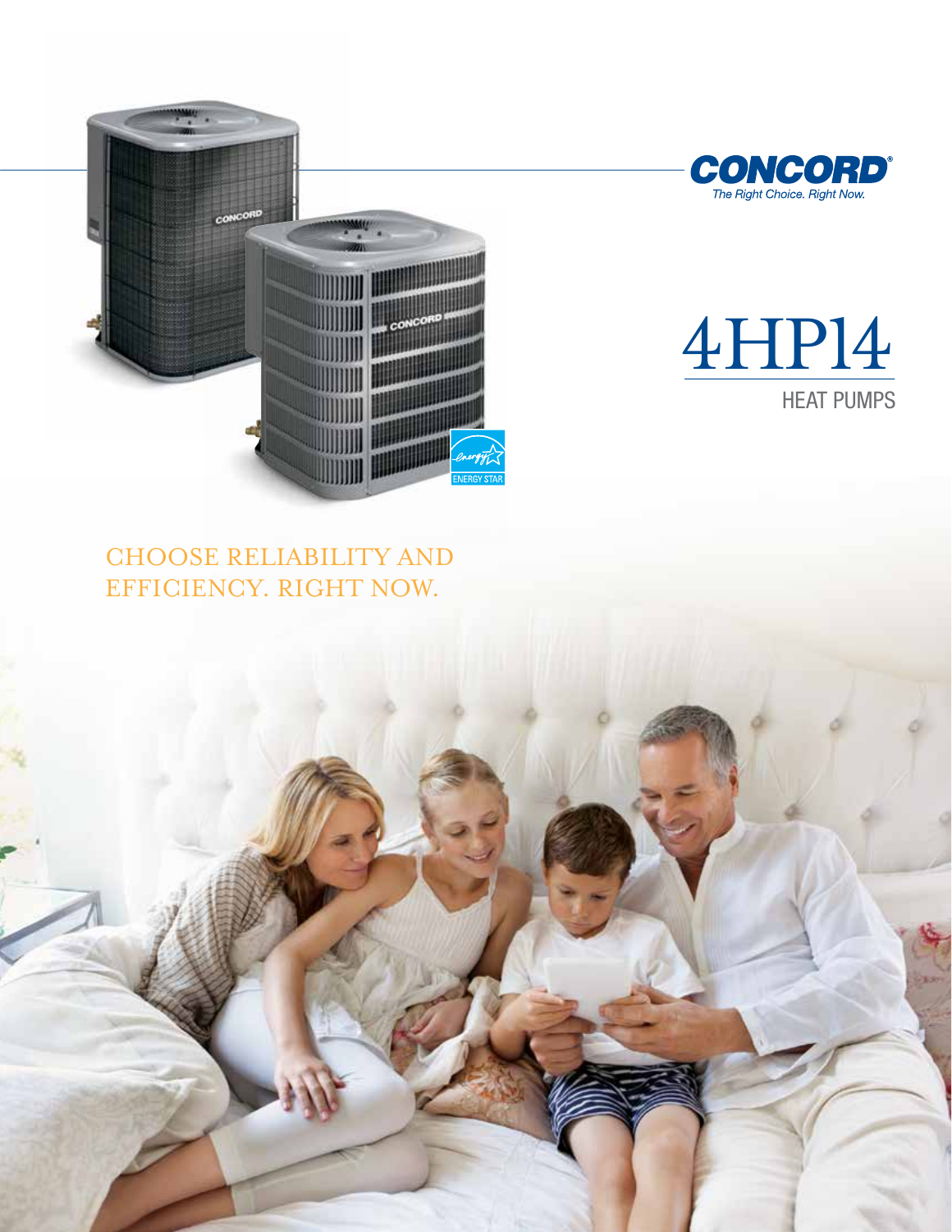**CONCORD®**
*The Right Choice. Right Now.*

# 4HP14

## HEAT PUMPS

CHOOSE RELIABILITY AND EFFICIENCY. RIGHT NOW.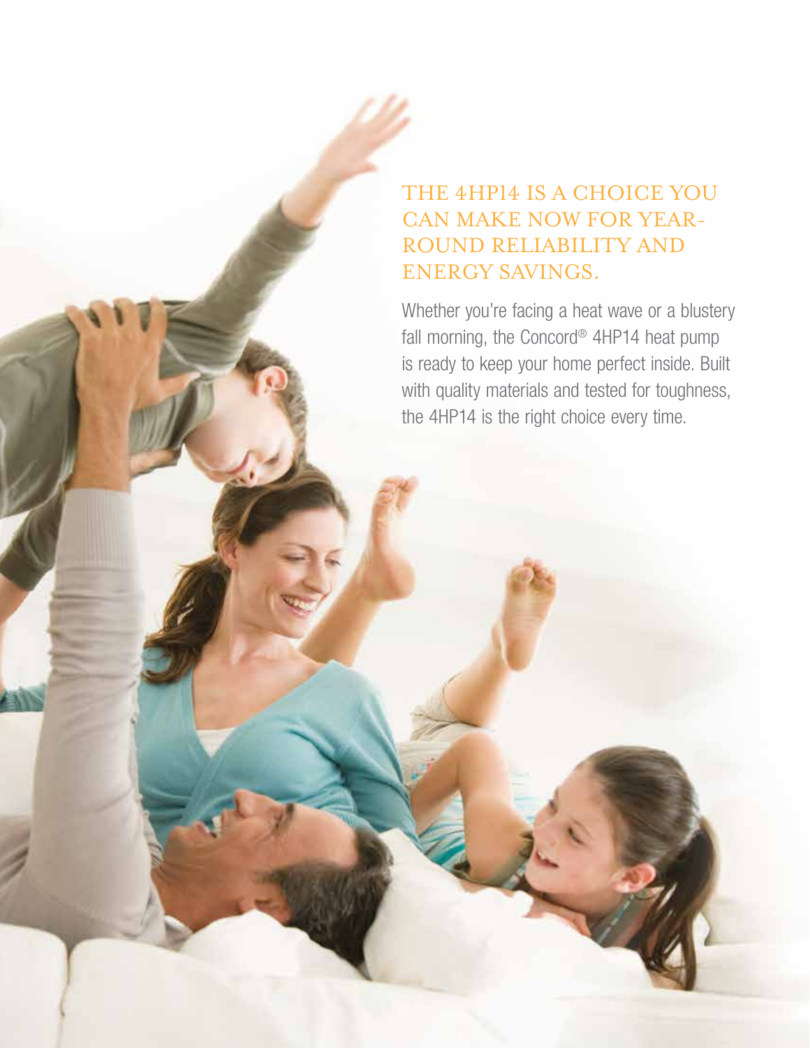## THE 4HP14 IS A CHOICE YOU CAN MAKE NOW FOR YEAR-ROUND RELIABILITY AND ENERGY SAVINGS.

Whether you're facing a heat wave or a blustery fall morning, the Concord® 4HP14 heat pump is ready to keep your home perfect inside. Built with quality materials and tested for toughness, the 4HP14 is the right choice every time.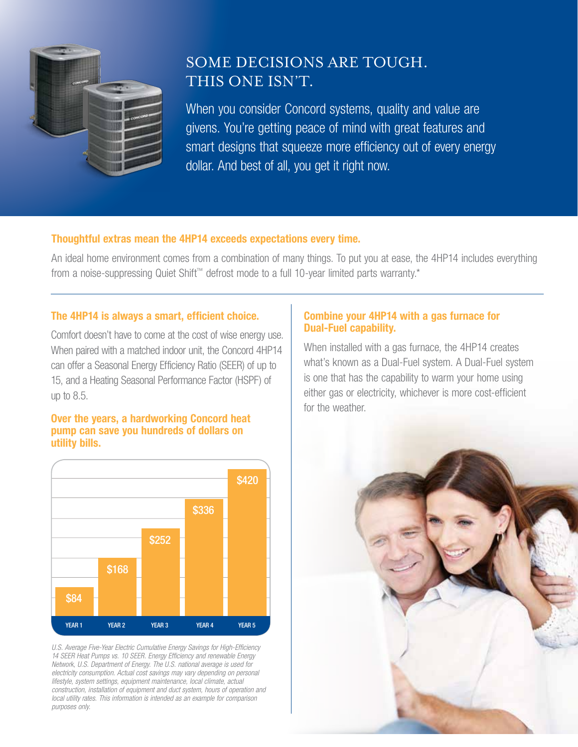# SOME DECISIONS ARE TOUGH. THIS ONE ISN'T.

When you consider Concord systems, quality and value are givens. You're getting peace of mind with great features and smart designs that squeeze more efficiency out of every energy dollar. And best of all, you get it right now.

## Thoughtful extras mean the 4HP14 exceeds expectations every time.

An ideal home environment comes from a combination of many things. To put you at ease, the 4HP14 includes everything from a noise-suppressing Quiet Shift™ defrost mode to a full 10-year limited parts warranty.*

### The 4HP14 is always a smart, efficient choice.

Comfort doesn't have to come at the cost of wise energy use. When paired with a matched indoor unit, the Concord 4HP14 can offer a Seasonal Energy Efficiency Ratio (SEER) of up to 15, and a Heating Seasonal Performance Factor (HSPF) of up to 8.5.

### Over the years, a hardworking Concord heat pump can save you hundreds of dollars on utility bills.

| YEAR 1 | YEAR 2 | YEAR 3 | YEAR 4 | YEAR 5 |
|---|---|---|---|---|
| $84 | $168 | $252 | $336 | $420 |

*U.S. Average Five-Year Electric Cumulative Energy Savings for High-Efficiency 14 SEER Heat Pumps vs. 10 SEER. Energy Efficiency and renewable Energy Network, U.S. Department of Energy. The U.S. national average is used for electricity consumption. Actual cost savings may vary depending on personal lifestyle, system settings, equipment maintenance, local climate, actual construction, installation of equipment and duct system, hours of operation and local utility rates. This information is intended as an example for comparison purposes only.*

### Combine your 4HP14 with a gas furnace for Dual-Fuel capability.

When installed with a gas furnace, the 4HP14 creates what's known as a Dual-Fuel system. A Dual-Fuel system is one that has the capability to warm your home using either gas or electricity, whichever is more cost-efficient for the weather.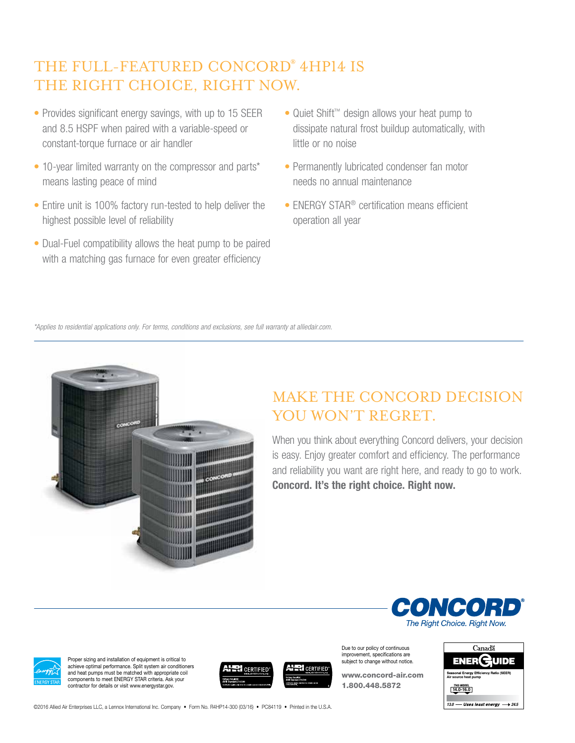# THE FULL-FEATURED CONCORD® 4HP14 IS THE RIGHT CHOICE, RIGHT NOW.

- Provides significant energy savings, with up to 15 SEER and 8.5 HSPF when paired with a variable-speed or constant-torque furnace or air handler
- 10-year limited warranty on the compressor and parts* means lasting peace of mind
- Entire unit is 100% factory run-tested to help deliver the highest possible level of reliability
- Dual-Fuel compatibility allows the heat pump to be paired with a matching gas furnace for even greater efficiency
- Quiet Shift™ design allows your heat pump to dissipate natural frost buildup automatically, with little or no noise
- Permanently lubricated condenser fan motor needs no annual maintenance
- ENERGY STAR® certification means efficient operation all year

*Applies to residential applications only. For terms, conditions and exclusions, see full warranty at alliedair.com.*

## MAKE THE CONCORD DECISION YOU WON'T REGRET.

When you think about everything Concord delivers, your decision is easy. Enjoy greater comfort and efficiency. The performance and reliability you want are right here, and ready to go to work. **Concord. It's the right choice. Right now.**

CONCORD®
The Right Choice. Right Now.

Proper sizing and installation of equipment is critical to achieve optimal performance. Split system air conditioners and heat pumps must be matched with appropriate coil components to meet ENERGY STAR criteria. Ask your contractor for details or visit www.energystar.gov.

Due to our policy of continuous improvement, specifications are subject to change without notice.

**www.concord-air.com**
**1.800.448.5872**

Canada ENERGUIDE
Seasonal Energy Efficiency Ratio (SEER)
Air source heat pump
THIS MODEL
14.0-16.0
13.0 — Uses least energy → 24.5

©2016 Allied Air Enterprises LLC, a Lennox International Inc. Company • Form No. R4HP14-300 (03/16) • PC84119 • Printed in the U.S.A.